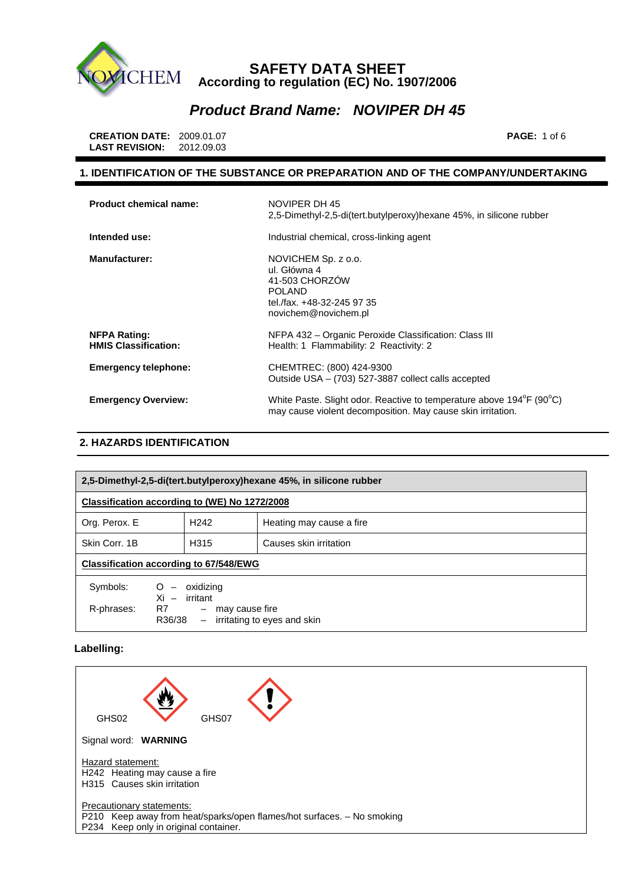# SAFETY DATA SHEET
## According to regulation (EC) No. 1907/2006

## *Product Brand Name: NOVIPER DH 45*

**CREATION DATE:** 2009.01.07
**LAST REVISION:** 2012.09.03

## 1. IDENTIFICATION OF THE SUBSTANCE OR PREPARATION AND OF THE COMPANY/UNDERTAKING

**Product chemical name:**
NOVIPER DH 45
2,5-Dimethyl-2,5-di(tert.butylperoxy)hexane 45%, in silicone rubber

**Intended use:**
Industrial chemical, cross-linking agent

**Manufacturer:**
NOVICHEM Sp. z o.o.
ul. Główna 4
41-503 CHORZÓW
POLAND
tel./fax. +48-32-245 97 35
novichem@novichem.pl

**NFPA Rating:**
NFPA 432 – Organic Peroxide Classification: Class III

**HMIS Classification:**
Health: 1 Flammability: 2 Reactivity: 2

**Emergency telephone:**
CHEMTREC: (800) 424-9300
Outside USA – (703) 527-3887 collect calls accepted

**Emergency Overview:**
White Paste. Slight odor. Reactive to temperature above 194°F (90°C) may cause violent decomposition. May cause skin irritation.

## 2. HAZARDS IDENTIFICATION

| **2,5-Dimethyl-2,5-di(tert.butylperoxy)hexane 45%, in silicone rubber** | | |
|---|---|---|
| **Classification according to (WE) No 1272/2008** | | |
| Org. Perox. E | H242 | Heating may cause a fire |
| Skin Corr. 1B | H315 | Causes skin irritation |
| **Classification according to 67/548/EWG** | | |
| Symbols: O – oxidizing; Xi – irritant | | |
| R-phrases: R7 – may cause fire; R36/38 – irritating to eyes and skin | | |

**Labelling:**

GHS02 GHS07

Signal word: **WARNING**

Hazard statement:
H242 Heating may cause a fire
H315 Causes skin irritation

Precautionary statements:
P210 Keep away from heat/sparks/open flames/hot surfaces. – No smoking
P234 Keep only in original container.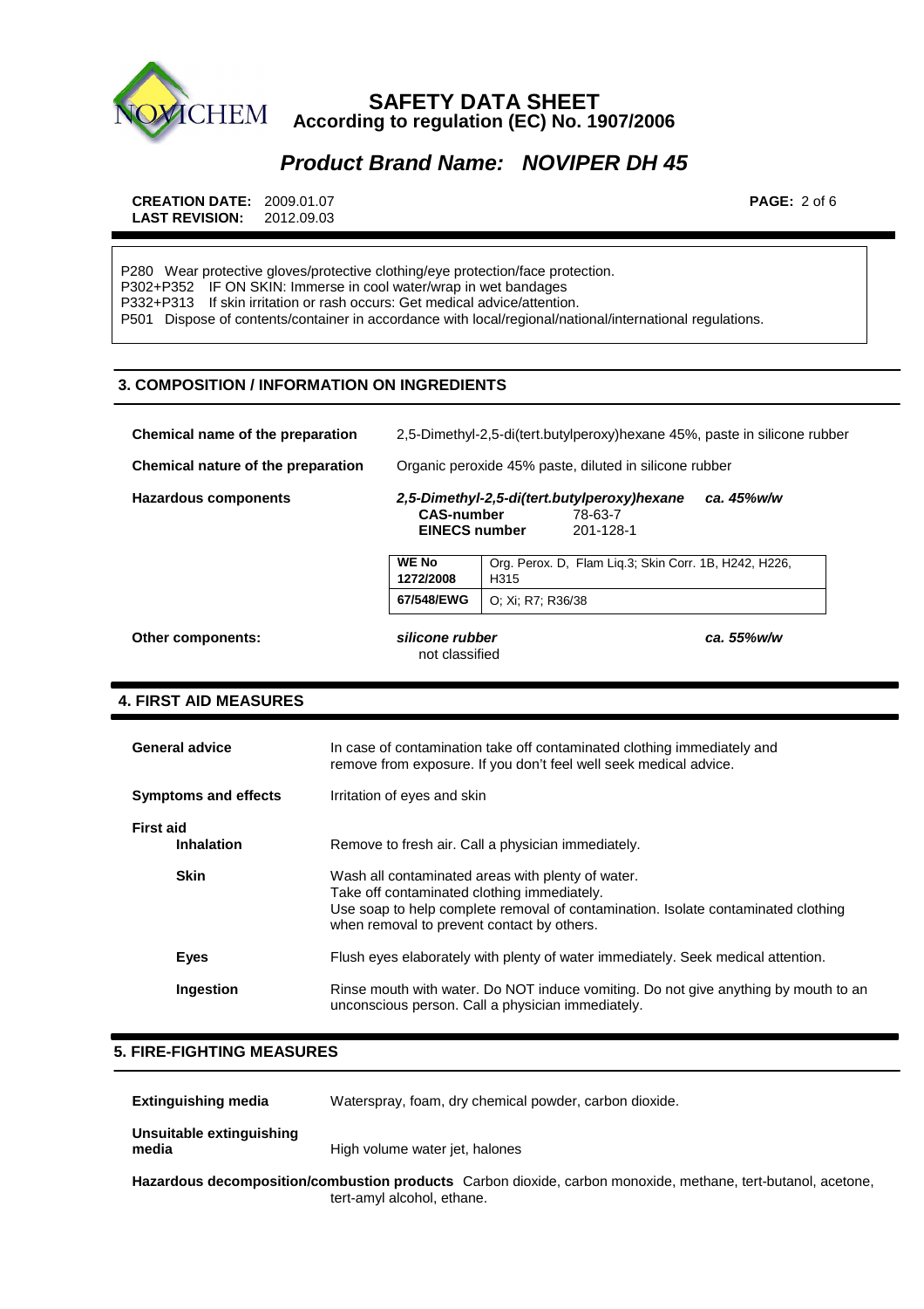P280 Wear protective gloves/protective clothing/eye protection/face protection.
P302+P352 IF ON SKIN: Immerse in cool water/wrap in wet bandages
P332+P313 If skin irritation or rash occurs: Get medical advice/attention.
P501 Dispose of contents/container in accordance with local/regional/national/international regulations.

## 3. COMPOSITION / INFORMATION ON INGREDIENTS

**Chemical name of the preparation** 2,5-Dimethyl-2,5-di(tert.butylperoxy)hexane 45%, paste in silicone rubber

**Chemical nature of the preparation** Organic peroxide 45% paste, diluted in silicone rubber

**Hazardous components** ***2,5-Dimethyl-2,5-di(tert.butylperoxy)hexane*** ***ca. 45%w/w***

**CAS-number** 78-63-7
**EINECS number** 201-128-1

| | |
|---|---|
| **WE No 1272/2008** | Org. Perox. D, Flam Liq.3; Skin Corr. 1B, H242, H226, H315 |
| **67/548/EWG** | O; Xi; R7; R36/38 |

**Other components:** ***silicone rubber*** ***ca. 55%w/w***
not classified

## 4. FIRST AID MEASURES

**General advice** In case of contamination take off contaminated clothing immediately and remove from exposure. If you don't feel well seek medical advice.

**Symptoms and effects** Irritation of eyes and skin

**First aid**

**Inhalation** Remove to fresh air. Call a physician immediately.

**Skin** Wash all contaminated areas with plenty of water.
Take off contaminated clothing immediately.
Use soap to help complete removal of contamination. Isolate contaminated clothing when removal to prevent contact by others.

**Eyes** Flush eyes elaborately with plenty of water immediately. Seek medical attention.

**Ingestion** Rinse mouth with water. Do NOT induce vomiting. Do not give anything by mouth to an unconscious person. Call a physician immediately.

## 5. FIRE-FIGHTING MEASURES

**Extinguishing media** Waterspray, foam, dry chemical powder, carbon dioxide.

**Unsuitable extinguishing media** High volume water jet, halones

**Hazardous decomposition/combustion products** Carbon dioxide, carbon monoxide, methane, tert-butanol, acetone, tert-amyl alcohol, ethane.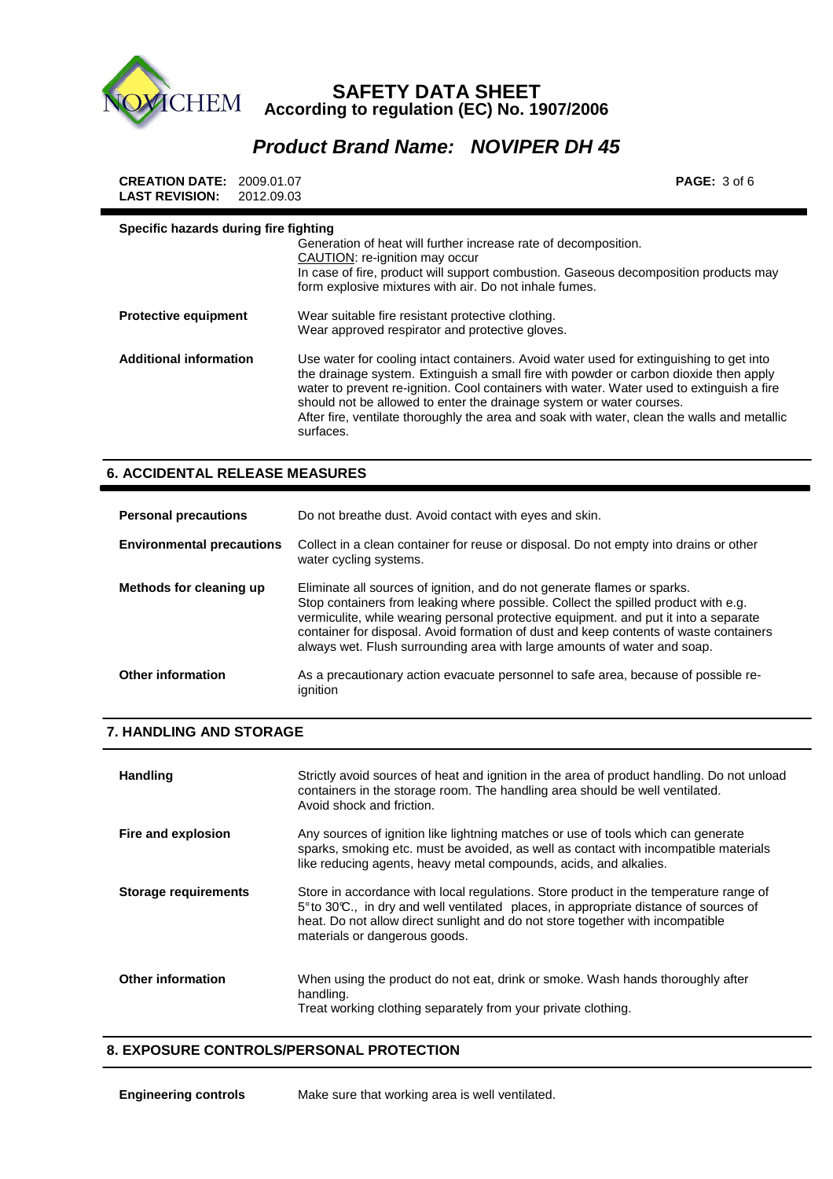**Specific hazards during fire fighting**

Generation of heat will further increase rate of decomposition.
CAUTION: re-ignition may occur
In case of fire, product will support combustion. Gaseous decomposition products may form explosive mixtures with air. Do not inhale fumes.

| | |
|---|---|
| **Protective equipment** | Wear suitable fire resistant protective clothing. Wear approved respirator and protective gloves. |
| **Additional information** | Use water for cooling intact containers. Avoid water used for extinguishing to get into the drainage system. Extinguish a small fire with powder or carbon dioxide then apply water to prevent re-ignition. Cool containers with water. Water used to extinguish a fire should not be allowed to enter the drainage system or water courses. After fire, ventilate thoroughly the area and soak with water, clean the walls and metallic surfaces. |

## 6. ACCIDENTAL RELEASE MEASURES

| | |
|---|---|
| **Personal precautions** | Do not breathe dust. Avoid contact with eyes and skin. |
| **Environmental precautions** | Collect in a clean container for reuse or disposal. Do not empty into drains or other water cycling systems. |
| **Methods for cleaning up** | Eliminate all sources of ignition, and do not generate flames or sparks. Stop containers from leaking where possible. Collect the spilled product with e.g. vermiculite, while wearing personal protective equipment. and put it into a separate container for disposal. Avoid formation of dust and keep contents of waste containers always wet. Flush surrounding area with large amounts of water and soap. |
| **Other information** | As a precautionary action evacuate personnel to safe area, because of possible re-ignition |

## 7. HANDLING AND STORAGE

| | |
|---|---|
| **Handling** | Strictly avoid sources of heat and ignition in the area of product handling. Do not unload containers in the storage room. The handling area should be well ventilated. Avoid shock and friction. |
| **Fire and explosion** | Any sources of ignition like lightning matches or use of tools which can generate sparks, smoking etc. must be avoided, as well as contact with incompatible materials like reducing agents, heavy metal compounds, acids, and alkalies. |
| **Storage requirements** | Store in accordance with local regulations. Store product in the temperature range of 5°to 30℃., in dry and well ventilated places, in appropriate distance of sources of heat. Do not allow direct sunlight and do not store together with incompatible materials or dangerous goods. |
| **Other information** | When using the product do not eat, drink or smoke. Wash hands thoroughly after handling. Treat working clothing separately from your private clothing. |

## 8. EXPOSURE CONTROLS/PERSONAL PROTECTION

| | |
|---|---|
| **Engineering controls** | Make sure that working area is well ventilated. |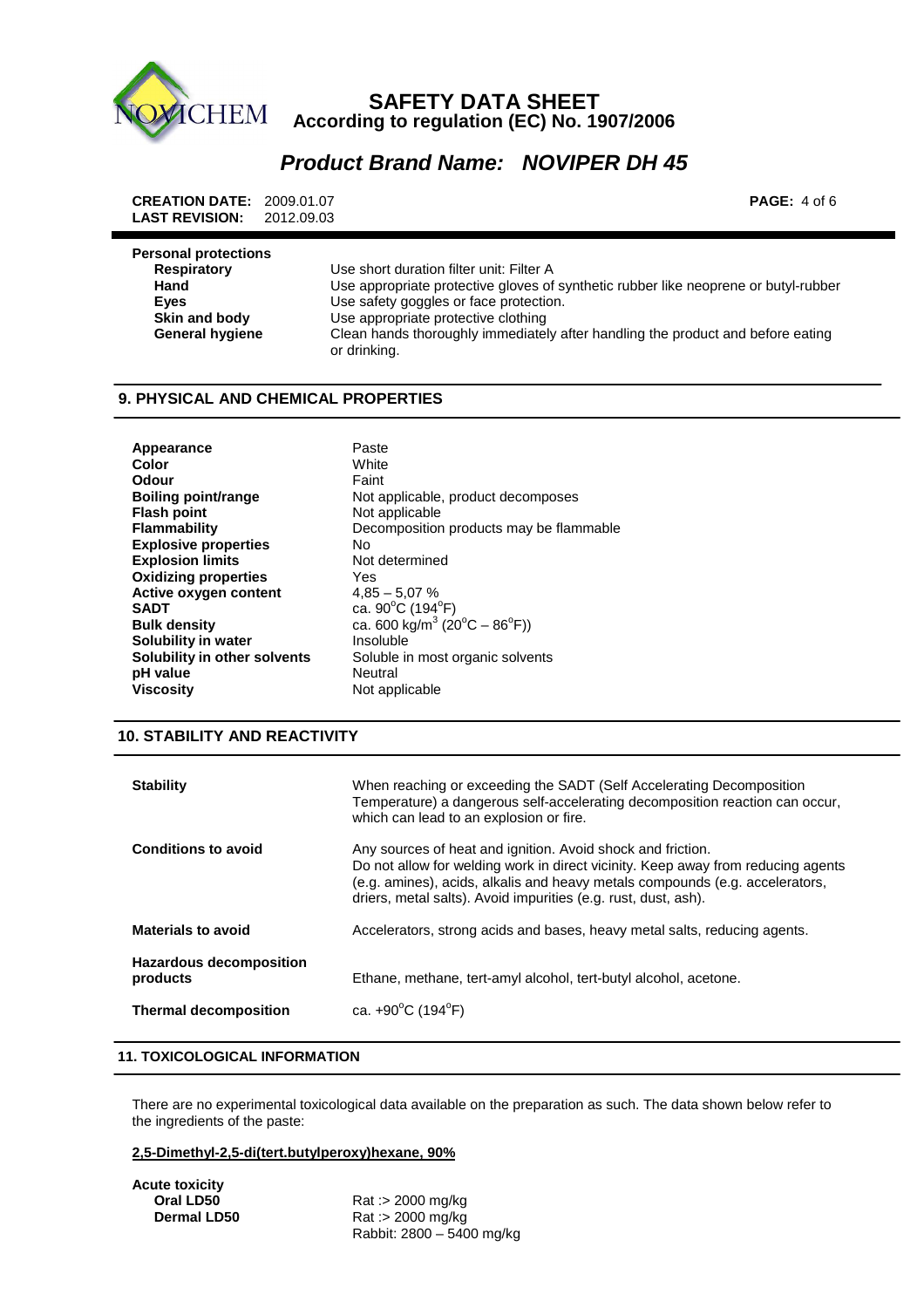**Personal protections**

| | |
|---|---|
| **Respiratory** | Use short duration filter unit: Filter A |
| **Hand** | Use appropriate protective gloves of synthetic rubber like neoprene or butyl-rubber |
| **Eyes** | Use safety goggles or face protection. |
| **Skin and body** | Use appropriate protective clothing |
| **General hygiene** | Clean hands thoroughly immediately after handling the product and before eating or drinking. |

## 9. PHYSICAL AND CHEMICAL PROPERTIES

| | |
|---|---|
| **Appearance** | Paste |
| **Color** | White |
| **Odour** | Faint |
| **Boiling point/range** | Not applicable, product decomposes |
| **Flash point** | Not applicable |
| **Flammability** | Decomposition products may be flammable |
| **Explosive properties** | No |
| **Explosion limits** | Not determined |
| **Oxidizing properties** | Yes |
| **Active oxygen content** | 4,85 – 5,07 % |
| **SADT** | ca. 90°C (194°F) |
| **Bulk density** | ca. 600 kg/m$^3$ (20°C – 86°F)) |
| **Solubility in water** | Insoluble |
| **Solubility in other solvents** | Soluble in most organic solvents |
| **pH value** | Neutral |
| **Viscosity** | Not applicable |

## 10. STABILITY AND REACTIVITY

| | |
|---|---|
| **Stability** | When reaching or exceeding the SADT (Self Accelerating Decomposition Temperature) a dangerous self-accelerating decomposition reaction can occur, which can lead to an explosion or fire. |
| **Conditions to avoid** | Any sources of heat and ignition. Avoid shock and friction. Do not allow for welding work in direct vicinity. Keep away from reducing agents (e.g. amines), acids, alkalis and heavy metals compounds (e.g. accelerators, driers, metal salts). Avoid impurities (e.g. rust, dust, ash). |
| **Materials to avoid** | Accelerators, strong acids and bases, heavy metal salts, reducing agents. |
| **Hazardous decomposition products** | Ethane, methane, tert-amyl alcohol, tert-butyl alcohol, acetone. |
| **Thermal decomposition** | ca. +90°C (194°F) |

## 11. TOXICOLOGICAL INFORMATION

There are no experimental toxicological data available on the preparation as such. The data shown below refer to the ingredients of the paste:

**2,5-Dimethyl-2,5-di(tert.butylperoxy)hexane, 90%**

**Acute toxicity**

| | |
|---|---|
| **Oral LD50** | Rat :> 2000 mg/kg |
| **Dermal LD50** | Rat :> 2000 mg/kg<br>Rabbit: 2800 – 5400 mg/kg |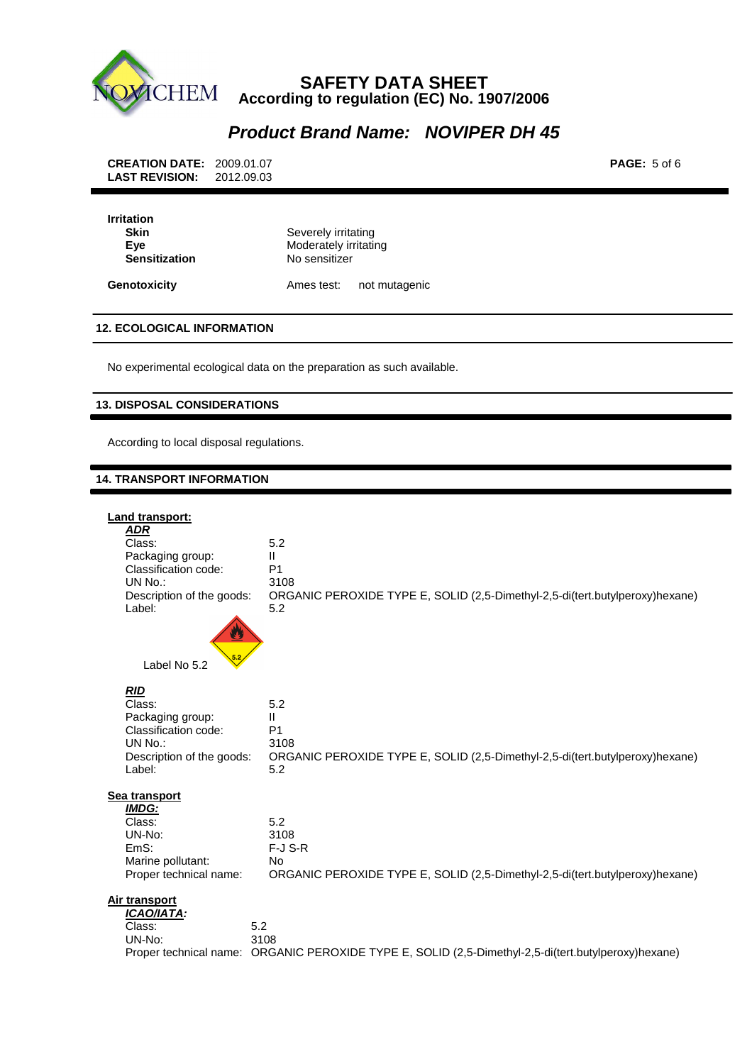**Irritation**

| | |
|---|---|
| **Skin** | Severely irritating |
| **Eye** | Moderately irritating |
| **Sensitization** | No sensitizer |

**Genotoxicity** Ames test: not mutagenic

## 12. ECOLOGICAL INFORMATION

No experimental ecological data on the preparation as such available.

## 13. DISPOSAL CONSIDERATIONS

According to local disposal regulations.

## 14. TRANSPORT INFORMATION

**Land transport:**

***ADR***

| | |
|---|---|
| Class: | 5.2 |
| Packaging group: | II |
| Classification code: | P1 |
| UN No.: | 3108 |
| Description of the goods: | ORGANIC PEROXIDE TYPE E, SOLID (2,5-Dimethyl-2,5-di(tert.butylperoxy)hexane) |
| Label: | 5.2 |

Label No 5.2

***RID***

| | |
|---|---|
| Class: | 5.2 |
| Packaging group: | II |
| Classification code: | P1 |
| UN No.: | 3108 |
| Description of the goods: | ORGANIC PEROXIDE TYPE E, SOLID (2,5-Dimethyl-2,5-di(tert.butylperoxy)hexane) |
| Label: | 5.2 |

**Sea transport**

***IMDG:***

| | |
|---|---|
| Class: | 5.2 |
| UN-No: | 3108 |
| EmS: | F-J S-R |
| Marine pollutant: | No |
| Proper technical name: | ORGANIC PEROXIDE TYPE E, SOLID (2,5-Dimethyl-2,5-di(tert.butylperoxy)hexane) |

**Air transport**

***ICAO/IATA:***

| | |
|---|---|
| Class: | 5.2 |
| UN-No: | 3108 |
| Proper technical name: | ORGANIC PEROXIDE TYPE E, SOLID (2,5-Dimethyl-2,5-di(tert.butylperoxy)hexane) |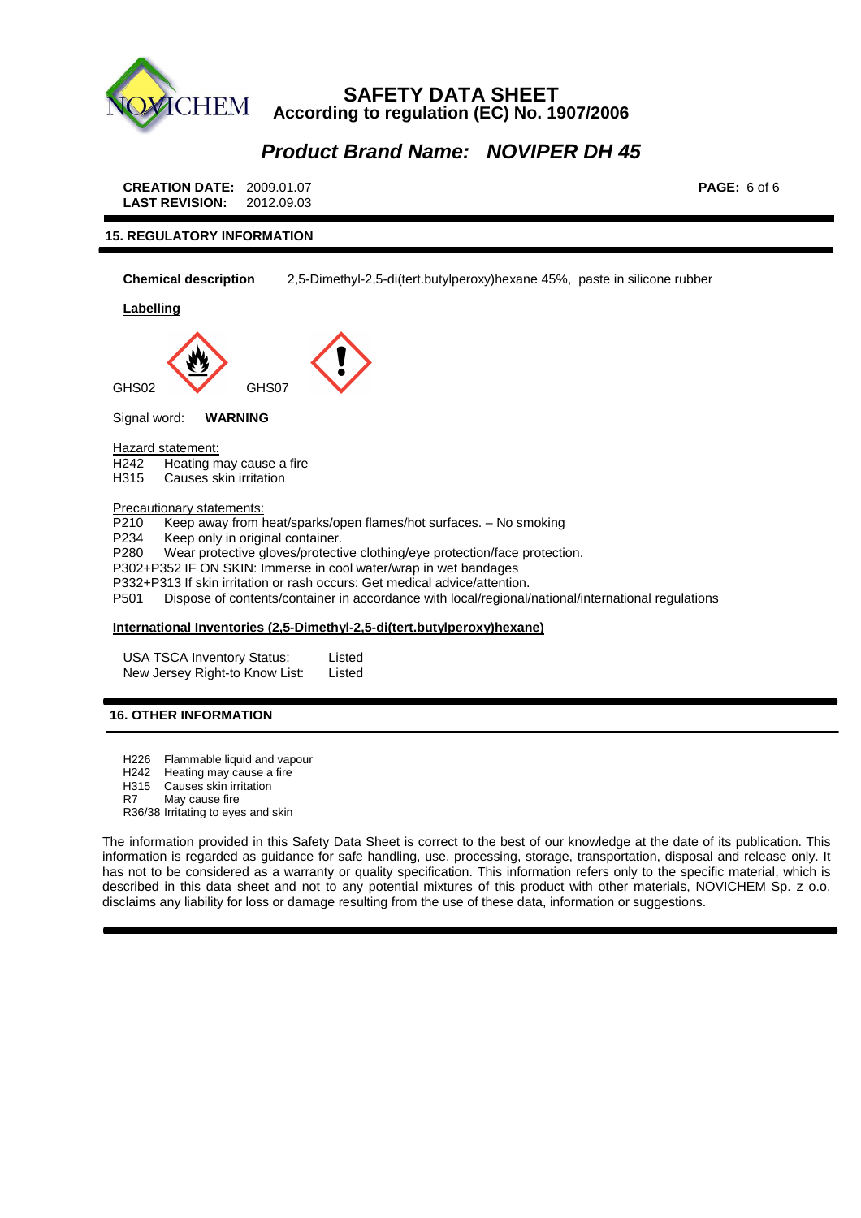## 15. REGULATORY INFORMATION

**Chemical description** 2,5-Dimethyl-2,5-di(tert.butylperoxy)hexane 45%, paste in silicone rubber

**Labelling**

GHS02 GHS07

Signal word: **WARNING**

Hazard statement:
H242 Heating may cause a fire
H315 Causes skin irritation

Precautionary statements:
P210 Keep away from heat/sparks/open flames/hot surfaces. – No smoking
P234 Keep only in original container.
P280 Wear protective gloves/protective clothing/eye protection/face protection.
P302+P352 IF ON SKIN: Immerse in cool water/wrap in wet bandages
P332+P313 If skin irritation or rash occurs: Get medical advice/attention.
P501 Dispose of contents/container in accordance with local/regional/national/international regulations

**International Inventories (2,5-Dimethyl-2,5-di(tert.butylperoxy)hexane)**

USA TSCA Inventory Status: Listed
New Jersey Right-to Know List: Listed

## 16. OTHER INFORMATION

H226 Flammable liquid and vapour
H242 Heating may cause a fire
H315 Causes skin irritation
R7 May cause fire
R36/38 Irritating to eyes and skin

The information provided in this Safety Data Sheet is correct to the best of our knowledge at the date of its publication. This information is regarded as guidance for safe handling, use, processing, storage, transportation, disposal and release only. It has not to be considered as a warranty or quality specification. This information refers only to the specific material, which is described in this data sheet and not to any potential mixtures of this product with other materials, NOVICHEM Sp. z o.o. disclaims any liability for loss or damage resulting from the use of these data, information or suggestions.